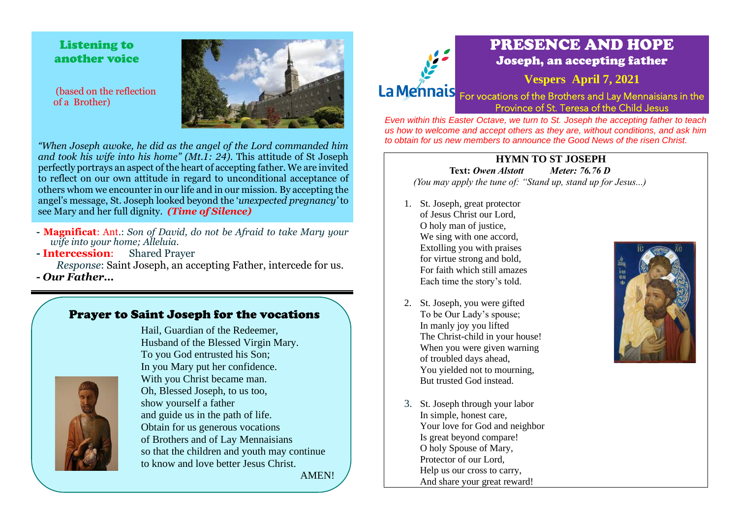## Listening to another voice

(based on the reflection of a Brother)

*"When Joseph awoke, he did as the angel of the Lord commanded him and took his wife into his home" (Mt.1: 24).* This attitude of St Joseph perfectly portrays an aspect of the heart of accepting father. We are invited to reflect on our own attitude in regard to unconditional acceptance of others whom we encounter in our life and in our mission. By accepting the angel's message, St. Joseph looked beyond the '*unexpected pregnancy'* to see Mary and her full dignity. ***(Time of Silence)***

- **Magnificat**: Ant.: *Son of David, do not be Afraid to take Mary your wife into your home; Alleluia.*
- **Intercession**: Shared Prayer
  *Response*: Saint Joseph, an accepting Father, intercede for us.
- ***Our Father…***

---

## Prayer to Saint Joseph for the vocations

Hail, Guardian of the Redeemer,
Husband of the Blessed Virgin Mary.
To you God entrusted his Son;
In you Mary put her confidence.
With you Christ became man.
Oh, Blessed Joseph, to us too,
show yourself a father
and guide us in the path of life.
Obtain for us generous vocations
of Brothers and of Lay Mennaisians
so that the children and youth may continue
to know and love better Jesus Christ.

AMEN!

# PRESENCE AND HOPE

## Joseph, an accepting father

**Vespers April 7, 2021**

La Mennais — For vocations of the Brothers and Lay Mennaisians in the Province of St. Teresa of the Child Jesus

*Even within this Easter Octave, we turn to St. Joseph the accepting father to teach us how to welcome and accept others as they are, without conditions, and ask him to obtain for us new members to announce the Good News of the risen Christ.*

### HYMN TO ST JOSEPH

**Text:** ***Owen Alstott*** ***Meter: 76.76 D***

*(You may apply the tune of: "Stand up, stand up for Jesus...)*

1. St. Joseph, great protector
   of Jesus Christ our Lord,
   O holy man of justice,
   We sing with one accord,
   Extolling you with praises
   for virtue strong and bold,
   For faith which still amazes
   Each time the story's told.

2. St. Joseph, you were gifted
   To be Our Lady's spouse;
   In manly joy you lifted
   The Christ-child in your house!
   When you were given warning
   of troubled days ahead,
   You yielded not to mourning,
   But trusted God instead.

3. St. Joseph through your labor
   In simple, honest care,
   Your love for God and neighbor
   Is great beyond compare!
   O holy Spouse of Mary,
   Protector of our Lord,
   Help us our cross to carry,
   And share your great reward!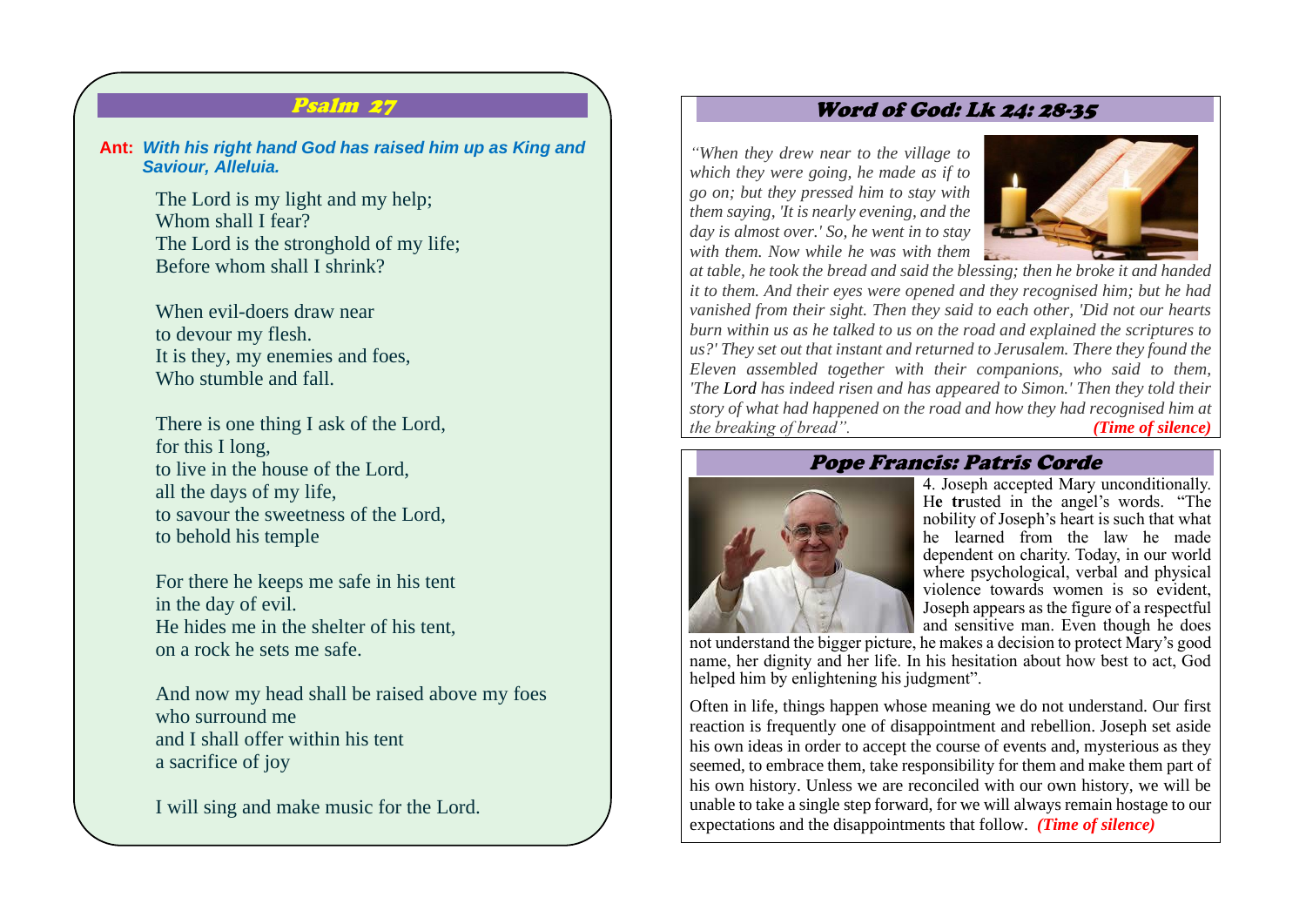## Psalm 27

**Ant:** ***With his right hand God has raised him up as King and Saviour, Alleluia.***

The Lord is my light and my help;
Whom shall I fear?
The Lord is the stronghold of my life;
Before whom shall I shrink?

When evil-doers draw near
to devour my flesh.
It is they, my enemies and foes,
Who stumble and fall.

There is one thing I ask of the Lord,
for this I long,
to live in the house of the Lord,
all the days of my life,
to savour the sweetness of the Lord,
to behold his temple

For there he keeps me safe in his tent
in the day of evil.
He hides me in the shelter of his tent,
on a rock he sets me safe.

And now my head shall be raised above my foes
who surround me
and I shall offer within his tent
a sacrifice of joy

I will sing and make music for the Lord.

## Word of God: Lk 24: 28-35

*"When they drew near to the village to which they were going, he made as if to go on; but they pressed him to stay with them saying, 'It is nearly evening, and the day is almost over.' So, he went in to stay with them. Now while he was with them at table, he took the bread and said the blessing; then he broke it and handed it to them. And their eyes were opened and they recognised him; but he had vanished from their sight. Then they said to each other, 'Did not our hearts burn within us as he talked to us on the road and explained the scriptures to us?' They set out that instant and returned to Jerusalem. There they found the Eleven assembled together with their companions, who said to them, 'The Lord has indeed risen and has appeared to Simon.' Then they told their story of what had happened on the road and how they had recognised him at the breaking of bread".* ***(Time of silence)***

## Pope Francis: Patris Corde

4. Joseph accepted Mary unconditionally. He trusted in the angel's words. "The nobility of Joseph's heart is such that what he learned from the law he made dependent on charity. Today, in our world where psychological, verbal and physical violence towards women is so evident, Joseph appears as the figure of a respectful and sensitive man. Even though he does not understand the bigger picture, he makes a decision to protect Mary's good name, her dignity and her life. In his hesitation about how best to act, God helped him by enlightening his judgment".

Often in life, things happen whose meaning we do not understand. Our first reaction is frequently one of disappointment and rebellion. Joseph set aside his own ideas in order to accept the course of events and, mysterious as they seemed, to embrace them, take responsibility for them and make them part of his own history. Unless we are reconciled with our own history, we will be unable to take a single step forward, for we will always remain hostage to our expectations and the disappointments that follow. ***(Time of silence)***